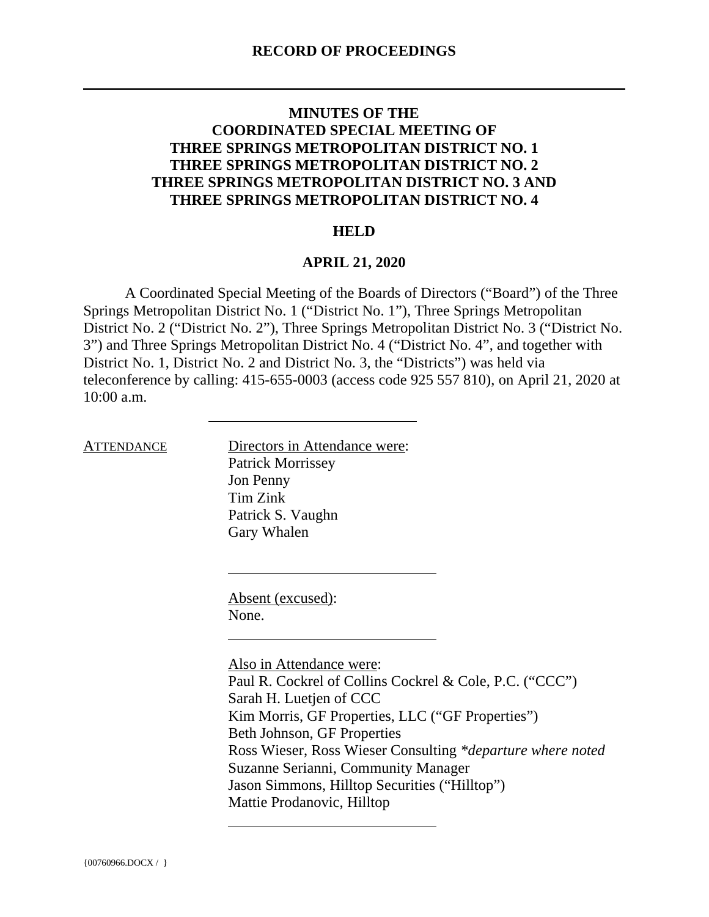**RECORD OF PROCEEDINGS**

---

# MINUTES OF THE COORDINATED SPECIAL MEETING OF THREE SPRINGS METROPOLITAN DISTRICT NO. 1 THREE SPRINGS METROPOLITAN DISTRICT NO. 2 THREE SPRINGS METROPOLITAN DISTRICT NO. 3 AND THREE SPRINGS METROPOLITAN DISTRICT NO. 4

## HELD

## APRIL 21, 2020

A Coordinated Special Meeting of the Boards of Directors ("Board") of the Three Springs Metropolitan District No. 1 ("District No. 1"), Three Springs Metropolitan District No. 2 ("District No. 2"), Three Springs Metropolitan District No. 3 ("District No. 3") and Three Springs Metropolitan District No. 4 ("District No. 4", and together with District No. 1, District No. 2 and District No. 3, the "Districts") was held via teleconference by calling: 415-655-0003 (access code 925 557 810), on April 21, 2020 at 10:00 a.m.

---

ATTENDANCE

Directors in Attendance were:
Patrick Morrissey
Jon Penny
Tim Zink
Patrick S. Vaughn
Gary Whalen

---

Absent (excused):
None.

---

Also in Attendance were:
Paul R. Cockrel of Collins Cockrel & Cole, P.C. ("CCC")
Sarah H. Luetjen of CCC
Kim Morris, GF Properties, LLC ("GF Properties")
Beth Johnson, GF Properties
Ross Wieser, Ross Wieser Consulting *\*departure where noted*
Suzanne Serianni, Community Manager
Jason Simmons, Hilltop Securities ("Hilltop")
Mattie Prodanovic, Hilltop

---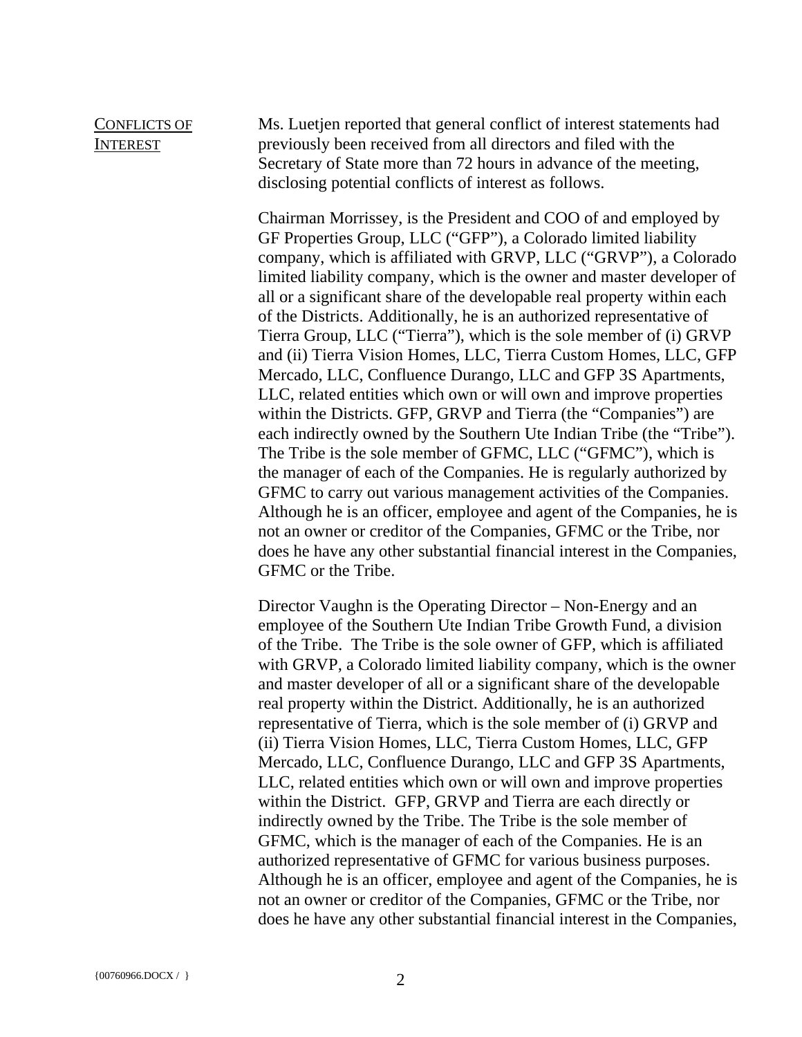CONFLICTS OF INTEREST

Ms. Luetjen reported that general conflict of interest statements had previously been received from all directors and filed with the Secretary of State more than 72 hours in advance of the meeting, disclosing potential conflicts of interest as follows.

Chairman Morrissey, is the President and COO of and employed by GF Properties Group, LLC ("GFP"), a Colorado limited liability company, which is affiliated with GRVP, LLC ("GRVP"), a Colorado limited liability company, which is the owner and master developer of all or a significant share of the developable real property within each of the Districts. Additionally, he is an authorized representative of Tierra Group, LLC ("Tierra"), which is the sole member of (i) GRVP and (ii) Tierra Vision Homes, LLC, Tierra Custom Homes, LLC, GFP Mercado, LLC, Confluence Durango, LLC and GFP 3S Apartments, LLC, related entities which own or will own and improve properties within the Districts. GFP, GRVP and Tierra (the "Companies") are each indirectly owned by the Southern Ute Indian Tribe (the "Tribe"). The Tribe is the sole member of GFMC, LLC ("GFMC"), which is the manager of each of the Companies. He is regularly authorized by GFMC to carry out various management activities of the Companies. Although he is an officer, employee and agent of the Companies, he is not an owner or creditor of the Companies, GFMC or the Tribe, nor does he have any other substantial financial interest in the Companies, GFMC or the Tribe.

Director Vaughn is the Operating Director – Non-Energy and an employee of the Southern Ute Indian Tribe Growth Fund, a division of the Tribe. The Tribe is the sole owner of GFP, which is affiliated with GRVP, a Colorado limited liability company, which is the owner and master developer of all or a significant share of the developable real property within the District. Additionally, he is an authorized representative of Tierra, which is the sole member of (i) GRVP and (ii) Tierra Vision Homes, LLC, Tierra Custom Homes, LLC, GFP Mercado, LLC, Confluence Durango, LLC and GFP 3S Apartments, LLC, related entities which own or will own and improve properties within the District. GFP, GRVP and Tierra are each directly or indirectly owned by the Tribe. The Tribe is the sole member of GFMC, which is the manager of each of the Companies. He is an authorized representative of GFMC for various business purposes. Although he is an officer, employee and agent of the Companies, he is not an owner or creditor of the Companies, GFMC or the Tribe, nor does he have any other substantial financial interest in the Companies,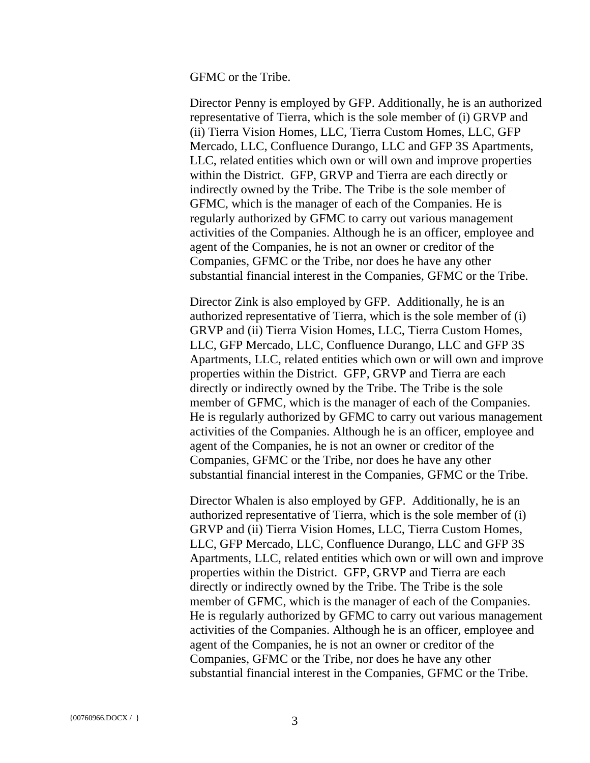GFMC or the Tribe.

Director Penny is employed by GFP. Additionally, he is an authorized representative of Tierra, which is the sole member of (i) GRVP and (ii) Tierra Vision Homes, LLC, Tierra Custom Homes, LLC, GFP Mercado, LLC, Confluence Durango, LLC and GFP 3S Apartments, LLC, related entities which own or will own and improve properties within the District. GFP, GRVP and Tierra are each directly or indirectly owned by the Tribe. The Tribe is the sole member of GFMC, which is the manager of each of the Companies. He is regularly authorized by GFMC to carry out various management activities of the Companies. Although he is an officer, employee and agent of the Companies, he is not an owner or creditor of the Companies, GFMC or the Tribe, nor does he have any other substantial financial interest in the Companies, GFMC or the Tribe.

Director Zink is also employed by GFP. Additionally, he is an authorized representative of Tierra, which is the sole member of (i) GRVP and (ii) Tierra Vision Homes, LLC, Tierra Custom Homes, LLC, GFP Mercado, LLC, Confluence Durango, LLC and GFP 3S Apartments, LLC, related entities which own or will own and improve properties within the District. GFP, GRVP and Tierra are each directly or indirectly owned by the Tribe. The Tribe is the sole member of GFMC, which is the manager of each of the Companies. He is regularly authorized by GFMC to carry out various management activities of the Companies. Although he is an officer, employee and agent of the Companies, he is not an owner or creditor of the Companies, GFMC or the Tribe, nor does he have any other substantial financial interest in the Companies, GFMC or the Tribe.

Director Whalen is also employed by GFP. Additionally, he is an authorized representative of Tierra, which is the sole member of (i) GRVP and (ii) Tierra Vision Homes, LLC, Tierra Custom Homes, LLC, GFP Mercado, LLC, Confluence Durango, LLC and GFP 3S Apartments, LLC, related entities which own or will own and improve properties within the District. GFP, GRVP and Tierra are each directly or indirectly owned by the Tribe. The Tribe is the sole member of GFMC, which is the manager of each of the Companies. He is regularly authorized by GFMC to carry out various management activities of the Companies. Although he is an officer, employee and agent of the Companies, he is not an owner or creditor of the Companies, GFMC or the Tribe, nor does he have any other substantial financial interest in the Companies, GFMC or the Tribe.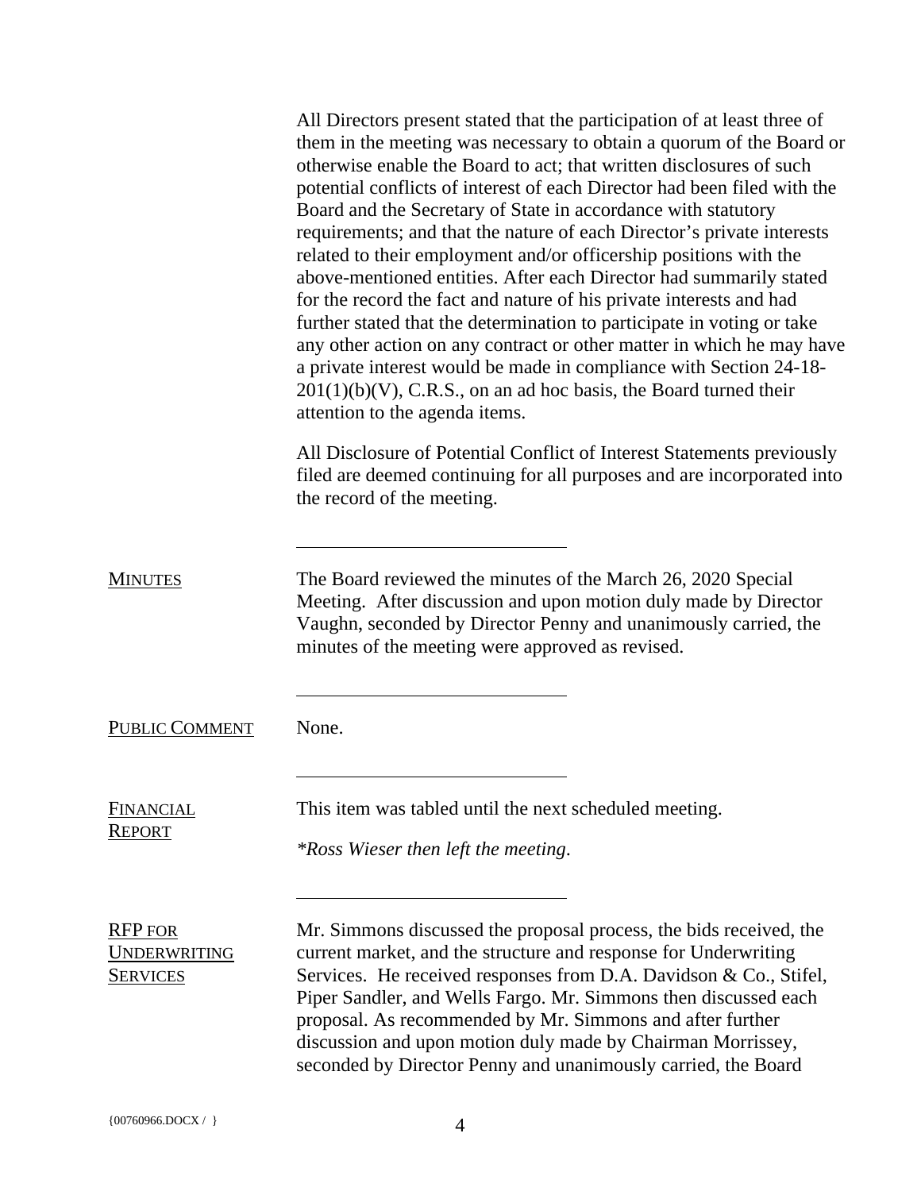All Directors present stated that the participation of at least three of them in the meeting was necessary to obtain a quorum of the Board or otherwise enable the Board to act; that written disclosures of such potential conflicts of interest of each Director had been filed with the Board and the Secretary of State in accordance with statutory requirements; and that the nature of each Director's private interests related to their employment and/or officership positions with the above-mentioned entities. After each Director had summarily stated for the record the fact and nature of his private interests and had further stated that the determination to participate in voting or take any other action on any contract or other matter in which he may have a private interest would be made in compliance with Section 24-18-201(1)(b)(V), C.R.S., on an ad hoc basis, the Board turned their attention to the agenda items.

All Disclosure of Potential Conflict of Interest Statements previously filed are deemed continuing for all purposes and are incorporated into the record of the meeting.

---

MINUTES

The Board reviewed the minutes of the March 26, 2020 Special Meeting. After discussion and upon motion duly made by Director Vaughn, seconded by Director Penny and unanimously carried, the minutes of the meeting were approved as revised.

---

PUBLIC COMMENT

None.

---

FINANCIAL REPORT

This item was tabled until the next scheduled meeting.

*\*Ross Wieser then left the meeting.*

---

RFP FOR UNDERWRITING SERVICES

Mr. Simmons discussed the proposal process, the bids received, the current market, and the structure and response for Underwriting Services. He received responses from D.A. Davidson & Co., Stifel, Piper Sandler, and Wells Fargo. Mr. Simmons then discussed each proposal. As recommended by Mr. Simmons and after further discussion and upon motion duly made by Chairman Morrissey, seconded by Director Penny and unanimously carried, the Board

{00760966.DOCX / }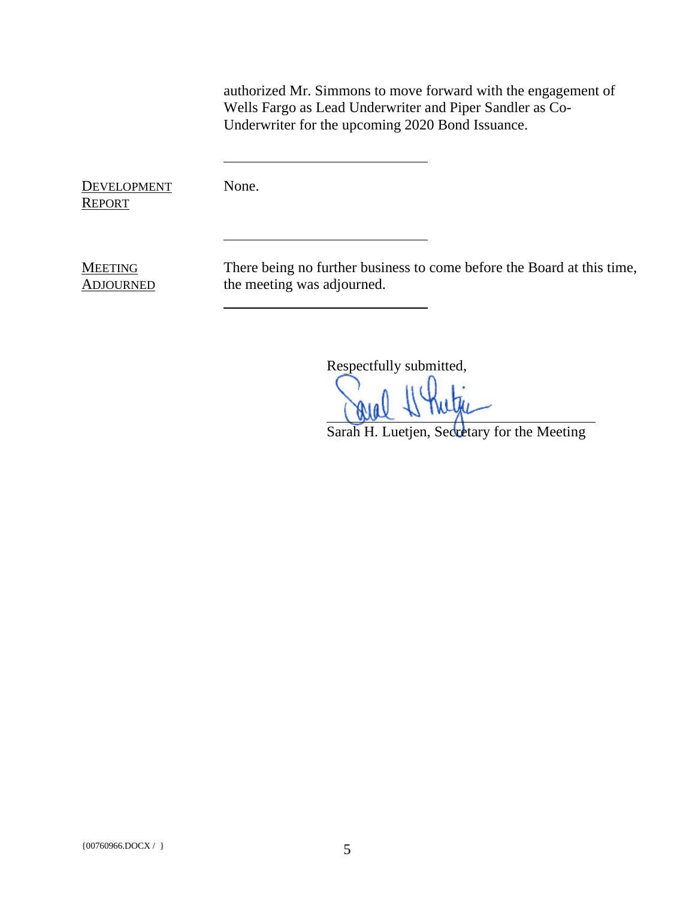authorized Mr. Simmons to move forward with the engagement of Wells Fargo as Lead Underwriter and Piper Sandler as Co-Underwriter for the upcoming 2020 Bond Issuance.

---

DEVELOPMENT REPORT

None.

---

MEETING ADJOURNED

There being no further business to come before the Board at this time, the meeting was adjourned.

---

Respectfully submitted,

Sarah H. Luetjen, Secretary for the Meeting

{00760966.DOCX / }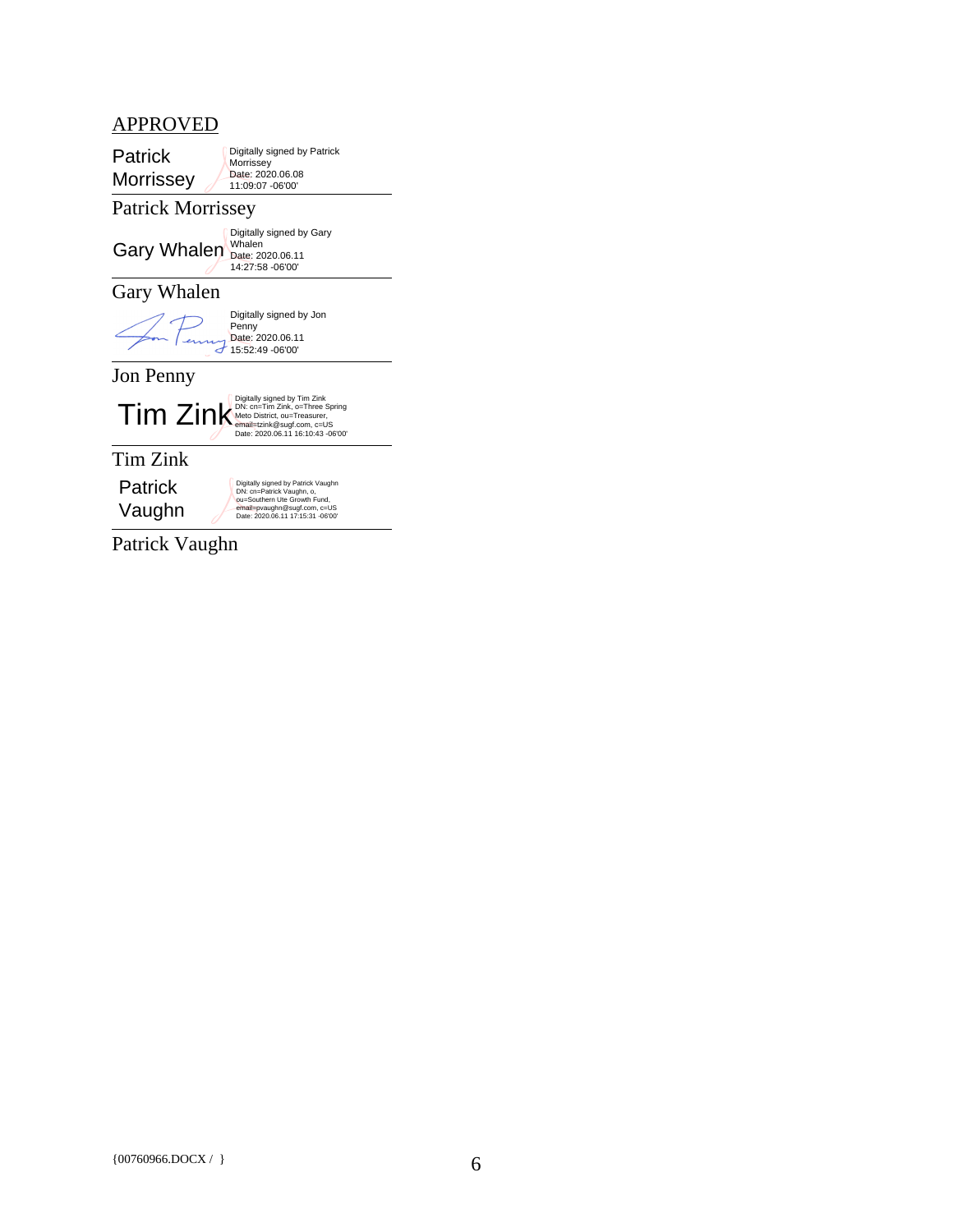APPROVED

Patrick Morrissey — Digitally signed by Patrick Morrissey Date: 2020.06.08 11:09:07 -06'00'

Patrick Morrissey

Gary Whalen — Digitally signed by Gary Whalen Date: 2020.06.11 14:27:58 -06'00'

Gary Whalen

Digitally signed by Jon Penny Date: 2020.06.11 15:52:49 -06'00'

Jon Penny

Tim Zink — Digitally signed by Tim Zink DN: cn=Tim Zink, o=Three Spring Meto District, ou=Treasurer, email=tzink@sugf.com, c=US Date: 2020.06.11 16:10:43 -06'00'

Tim Zink

Patrick Vaughn — Digitally signed by Patrick Vaughn DN: cn=Patrick Vaughn, o, ou=Southern Ute Growth Fund, email=pvaughn@sugf.com, c=US Date: 2020.06.11 17:15:31 -06'00'

Patrick Vaughn

{00760966.DOCX / }